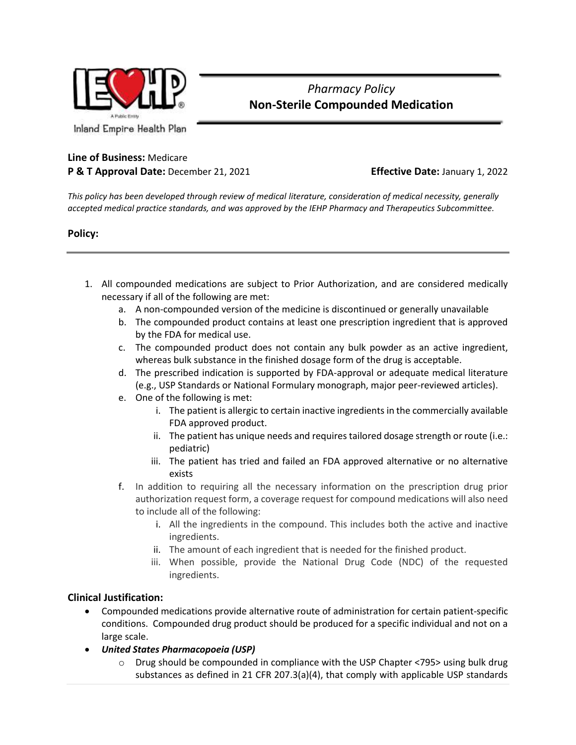Inland Empire Health Plan

# *Pharmacy Policy*
# Non-Sterile Compounded Medication

**Line of Business:** Medicare
**P & T Approval Date:** December 21, 2021 **Effective Date:** January 1, 2022

*This policy has been developed through review of medical literature, consideration of medical necessity, generally accepted medical practice standards, and was approved by the IEHP Pharmacy and Therapeutics Subcommittee.*

## Policy:

1. All compounded medications are subject to Prior Authorization, and are considered medically necessary if all of the following are met:
   a. A non-compounded version of the medicine is discontinued or generally unavailable
   b. The compounded product contains at least one prescription ingredient that is approved by the FDA for medical use.
   c. The compounded product does not contain any bulk powder as an active ingredient, whereas bulk substance in the finished dosage form of the drug is acceptable.
   d. The prescribed indication is supported by FDA-approval or adequate medical literature (e.g., USP Standards or National Formulary monograph, major peer-reviewed articles).
   e. One of the following is met:
      i. The patient is allergic to certain inactive ingredients in the commercially available FDA approved product.
      ii. The patient has unique needs and requires tailored dosage strength or route (i.e.: pediatric)
      iii. The patient has tried and failed an FDA approved alternative or no alternative exists
   f. In addition to requiring all the necessary information on the prescription drug prior authorization request form, a coverage request for compound medications will also need to include all of the following:
      i. All the ingredients in the compound. This includes both the active and inactive ingredients.
      ii. The amount of each ingredient that is needed for the finished product.
      iii. When possible, provide the National Drug Code (NDC) of the requested ingredients.

## Clinical Justification:

- Compounded medications provide alternative route of administration for certain patient-specific conditions. Compounded drug product should be produced for a specific individual and not on a large scale.
- ***United States Pharmacopoeia (USP)***
  - Drug should be compounded in compliance with the USP Chapter <795> using bulk drug substances as defined in 21 CFR 207.3(a)(4), that comply with applicable USP standards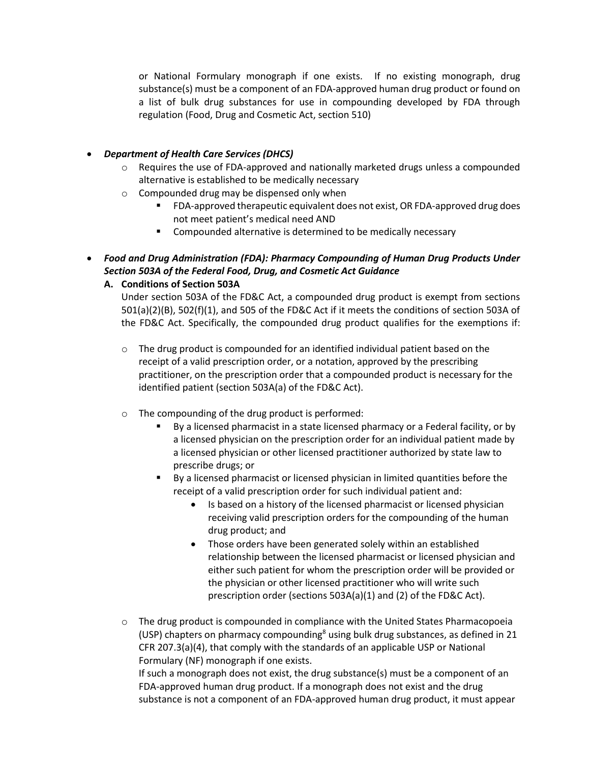or National Formulary monograph if one exists. If no existing monograph, drug substance(s) must be a component of an FDA-approved human drug product or found on a list of bulk drug substances for use in compounding developed by FDA through regulation (Food, Drug and Cosmetic Act, section 510)

- ***Department of Health Care Services (DHCS)***
  - Requires the use of FDA-approved and nationally marketed drugs unless a compounded alternative is established to be medically necessary
  - Compounded drug may be dispensed only when
    - FDA-approved therapeutic equivalent does not exist, OR FDA-approved drug does not meet patient's medical need AND
    - Compounded alternative is determined to be medically necessary

- ***Food and Drug Administration (FDA): Pharmacy Compounding of Human Drug Products Under Section 503A of the Federal Food, Drug, and Cosmetic Act Guidance***

  **A. Conditions of Section 503A**

  Under section 503A of the FD&C Act, a compounded drug product is exempt from sections 501(a)(2)(B), 502(f)(1), and 505 of the FD&C Act if it meets the conditions of section 503A of the FD&C Act. Specifically, the compounded drug product qualifies for the exemptions if:

  - The drug product is compounded for an identified individual patient based on the receipt of a valid prescription order, or a notation, approved by the prescribing practitioner, on the prescription order that a compounded product is necessary for the identified patient (section 503A(a) of the FD&C Act).

  - The compounding of the drug product is performed:
    - By a licensed pharmacist in a state licensed pharmacy or a Federal facility, or by a licensed physician on the prescription order for an individual patient made by a licensed physician or other licensed practitioner authorized by state law to prescribe drugs; or
    - By a licensed pharmacist or licensed physician in limited quantities before the receipt of a valid prescription order for such individual patient and:
      - Is based on a history of the licensed pharmacist or licensed physician receiving valid prescription orders for the compounding of the human drug product; and
      - Those orders have been generated solely within an established relationship between the licensed pharmacist or licensed physician and either such patient for whom the prescription order will be provided or the physician or other licensed practitioner who will write such prescription order (sections 503A(a)(1) and (2) of the FD&C Act).

  - The drug product is compounded in compliance with the United States Pharmacopoeia (USP) chapters on pharmacy compounding[8] using bulk drug substances, as defined in 21 CFR 207.3(a)(4), that comply with the standards of an applicable USP or National Formulary (NF) monograph if one exists.

    If such a monograph does not exist, the drug substance(s) must be a component of an FDA-approved human drug product. If a monograph does not exist and the drug substance is not a component of an FDA-approved human drug product, it must appear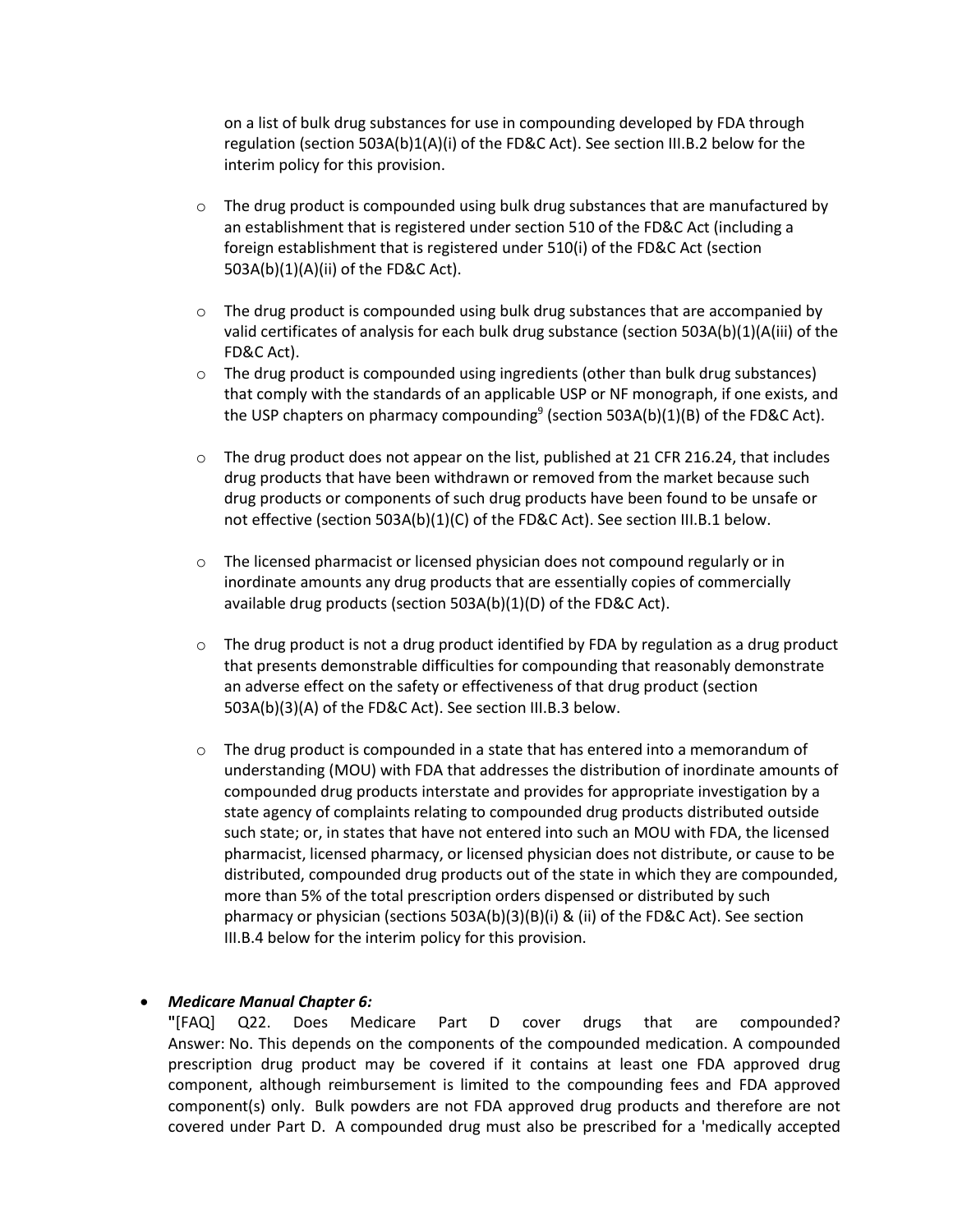on a list of bulk drug substances for use in compounding developed by FDA through regulation (section 503A(b)1(A)(i) of the FD&C Act). See section III.B.2 below for the interim policy for this provision.

- The drug product is compounded using bulk drug substances that are manufactured by an establishment that is registered under section 510 of the FD&C Act (including a foreign establishment that is registered under 510(i) of the FD&C Act (section 503A(b)(1)(A)(ii) of the FD&C Act).

- The drug product is compounded using bulk drug substances that are accompanied by valid certificates of analysis for each bulk drug substance (section 503A(b)(1)(A(iii) of the FD&C Act).
- The drug product is compounded using ingredients (other than bulk drug substances) that comply with the standards of an applicable USP or NF monograph, if one exists, and the USP chapters on pharmacy compounding[9] (section 503A(b)(1)(B) of the FD&C Act).

- The drug product does not appear on the list, published at 21 CFR 216.24, that includes drug products that have been withdrawn or removed from the market because such drug products or components of such drug products have been found to be unsafe or not effective (section 503A(b)(1)(C) of the FD&C Act). See section III.B.1 below.

- The licensed pharmacist or licensed physician does not compound regularly or in inordinate amounts any drug products that are essentially copies of commercially available drug products (section 503A(b)(1)(D) of the FD&C Act).

- The drug product is not a drug product identified by FDA by regulation as a drug product that presents demonstrable difficulties for compounding that reasonably demonstrate an adverse effect on the safety or effectiveness of that drug product (section 503A(b)(3)(A) of the FD&C Act). See section III.B.3 below.

- The drug product is compounded in a state that has entered into a memorandum of understanding (MOU) with FDA that addresses the distribution of inordinate amounts of compounded drug products interstate and provides for appropriate investigation by a state agency of complaints relating to compounded drug products distributed outside such state; or, in states that have not entered into such an MOU with FDA, the licensed pharmacist, licensed pharmacy, or licensed physician does not distribute, or cause to be distributed, compounded drug products out of the state in which they are compounded, more than 5% of the total prescription orders dispensed or distributed by such pharmacy or physician (sections 503A(b)(3)(B)(i) & (ii) of the FD&C Act). See section III.B.4 below for the interim policy for this provision.

- ***Medicare Manual Chapter 6:***
  "[FAQ] Q22. Does Medicare Part D cover drugs that are compounded? Answer: No. This depends on the components of the compounded medication. A compounded prescription drug product may be covered if it contains at least one FDA approved drug component, although reimbursement is limited to the compounding fees and FDA approved component(s) only. Bulk powders are not FDA approved drug products and therefore are not covered under Part D. A compounded drug must also be prescribed for a 'medically accepted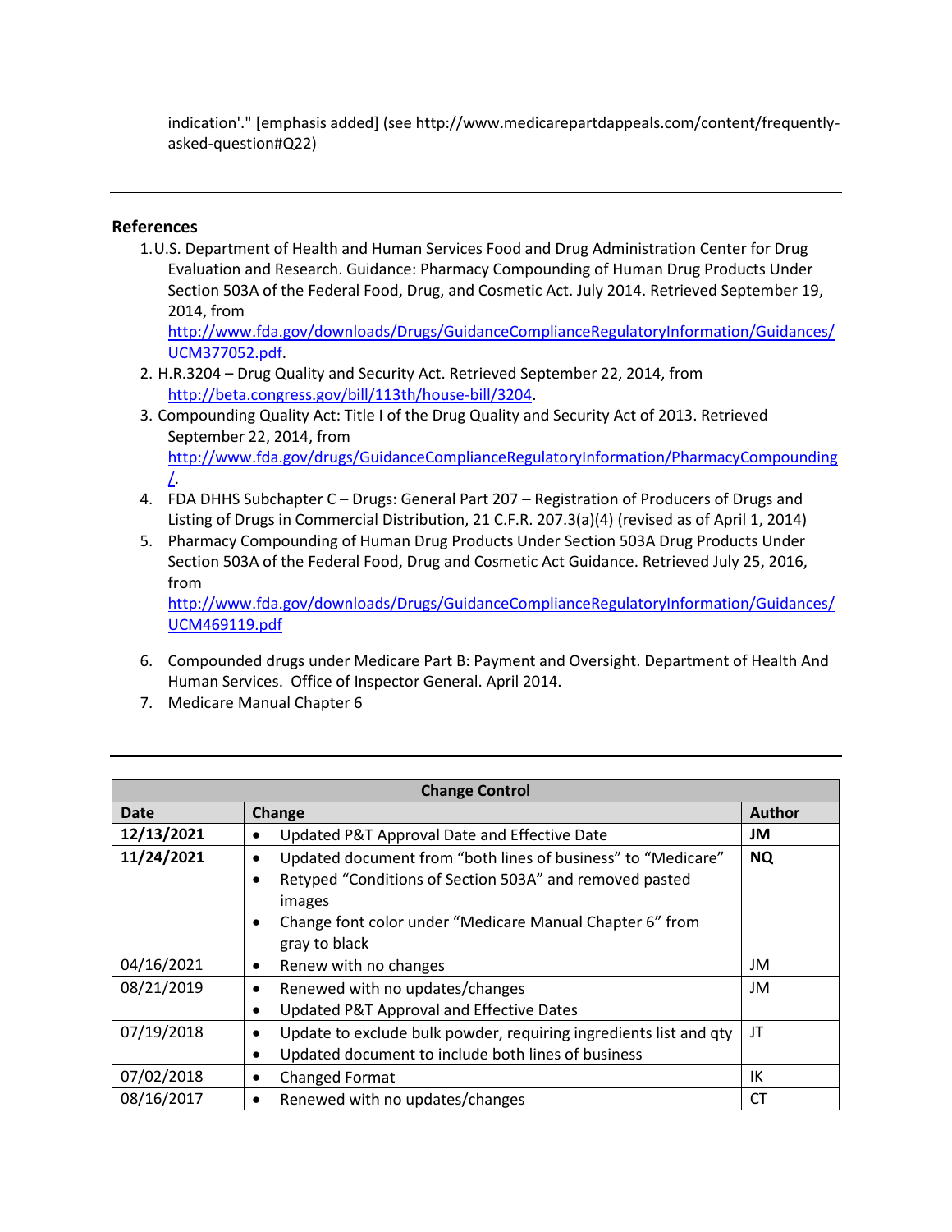indication'." [emphasis added] (see http://www.medicarepartdappeals.com/content/frequently-asked-question#Q22)

---

**References**

1. U.S. Department of Health and Human Services Food and Drug Administration Center for Drug Evaluation and Research. Guidance: Pharmacy Compounding of Human Drug Products Under Section 503A of the Federal Food, Drug, and Cosmetic Act. July 2014. Retrieved September 19, 2014, from http://www.fda.gov/downloads/Drugs/GuidanceComplianceRegulatoryInformation/Guidances/UCM377052.pdf.
2. H.R.3204 – Drug Quality and Security Act. Retrieved September 22, 2014, from http://beta.congress.gov/bill/113th/house-bill/3204.
3. Compounding Quality Act: Title I of the Drug Quality and Security Act of 2013. Retrieved September 22, 2014, from http://www.fda.gov/drugs/GuidanceComplianceRegulatoryInformation/PharmacyCompounding/.
4. FDA DHHS Subchapter C – Drugs: General Part 207 – Registration of Producers of Drugs and Listing of Drugs in Commercial Distribution, 21 C.F.R. 207.3(a)(4) (revised as of April 1, 2014)
5. Pharmacy Compounding of Human Drug Products Under Section 503A Drug Products Under Section 503A of the Federal Food, Drug and Cosmetic Act Guidance. Retrieved July 25, 2016, from http://www.fda.gov/downloads/Drugs/GuidanceComplianceRegulatoryInformation/Guidances/UCM469119.pdf
6. Compounded drugs under Medicare Part B: Payment and Oversight. Department of Health And Human Services. Office of Inspector General. April 2014.
7. Medicare Manual Chapter 6

---

| Change Control | | |
|---|---|---|
| **Date** | **Change** | **Author** |
| **12/13/2021** | • Updated P&T Approval Date and Effective Date | **JM** |
| **11/24/2021** | • Updated document from "both lines of business" to "Medicare"<br>• Retyped "Conditions of Section 503A" and removed pasted images<br>• Change font color under "Medicare Manual Chapter 6" from gray to black | **NQ** |
| 04/16/2021 | • Renew with no changes | JM |
| 08/21/2019 | • Renewed with no updates/changes<br>• Updated P&T Approval and Effective Dates | JM |
| 07/19/2018 | • Update to exclude bulk powder, requiring ingredients list and qty<br>• Updated document to include both lines of business | JT |
| 07/02/2018 | • Changed Format | IK |
| 08/16/2017 | • Renewed with no updates/changes | CT |